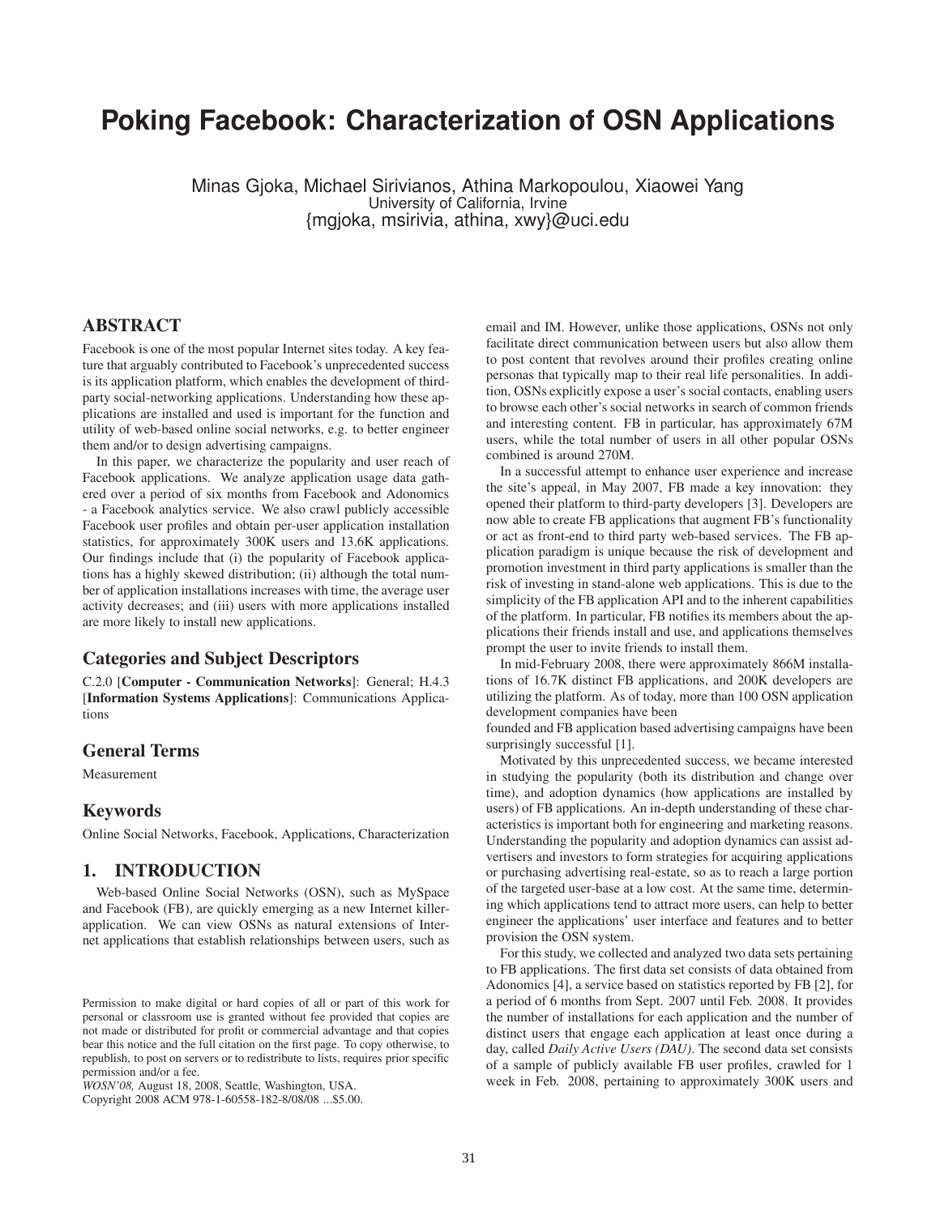# Poking Facebook: Characterization of OSN Applications

Minas Gjoka, Michael Sirivianos, Athina Markopoulou, Xiaowei Yang
University of California, Irvine
{mgjoka, msirivia, athina, xwy}@uci.edu

## ABSTRACT

Facebook is one of the most popular Internet sites today. A key feature that arguably contributed to Facebook's unprecedented success is its application platform, which enables the development of third-party social-networking applications. Understanding how these applications are installed and used is important for the function and utility of web-based online social networks, e.g. to better engineer them and/or to design advertising campaigns.

In this paper, we characterize the popularity and user reach of Facebook applications. We analyze application usage data gathered over a period of six months from Facebook and Adonomics - a Facebook analytics service. We also crawl publicly accessible Facebook user profiles and obtain per-user application installation statistics, for approximately 300K users and 13.6K applications. Our findings include that (i) the popularity of Facebook applications has a highly skewed distribution; (ii) although the total number of application installations increases with time, the average user activity decreases; and (iii) users with more applications installed are more likely to install new applications.

## Categories and Subject Descriptors

C.2.0 [**Computer - Communication Networks**]: General; H.4.3 [**Information Systems Applications**]: Communications Applications

## General Terms

Measurement

## Keywords

Online Social Networks, Facebook, Applications, Characterization

## 1. INTRODUCTION

Web-based Online Social Networks (OSN), such as MySpace and Facebook (FB), are quickly emerging as a new Internet killer-application. We can view OSNs as natural extensions of Internet applications that establish relationships between users, such as email and IM. However, unlike those applications, OSNs not only facilitate direct communication between users but also allow them to post content that revolves around their profiles creating online personas that typically map to their real life personalities. In addition, OSNs explicitly expose a user's social contacts, enabling users to browse each other's social networks in search of common friends and interesting content. FB in particular, has approximately 67M users, while the total number of users in all other popular OSNs combined is around 270M.

In a successful attempt to enhance user experience and increase the site's appeal, in May 2007, FB made a key innovation: they opened their platform to third-party developers [3]. Developers are now able to create FB applications that augment FB's functionality or act as front-end to third party web-based services. The FB application paradigm is unique because the risk of development and promotion investment in third party applications is smaller than the risk of investing in stand-alone web applications. This is due to the simplicity of the FB application API and to the inherent capabilities of the platform. In particular, FB notifies its members about the applications their friends install and use, and applications themselves prompt the user to invite friends to install them.

In mid-February 2008, there were approximately 866M installations of 16.7K distinct FB applications, and 200K developers are utilizing the platform. As of today, more than 100 OSN application development companies have been founded and FB application based advertising campaigns have been surprisingly successful [1].

Motivated by this unprecedented success, we became interested in studying the popularity (both its distribution and change over time), and adoption dynamics (how applications are installed by users) of FB applications. An in-depth understanding of these characteristics is important both for engineering and marketing reasons. Understanding the popularity and adoption dynamics can assist advertisers and investors to form strategies for acquiring applications or purchasing advertising real-estate, so as to reach a large portion of the targeted user-base at a low cost. At the same time, determining which applications tend to attract more users, can help to better engineer the applications' user interface and features and to better provision the OSN system.

For this study, we collected and analyzed two data sets pertaining to FB applications. The first data set consists of data obtained from Adonomics [4], a service based on statistics reported by FB [2], for a period of 6 months from Sept. 2007 until Feb. 2008. It provides the number of installations for each application and the number of distinct users that engage each application at least once during a day, called *Daily Active Users (DAU)*. The second data set consists of a sample of publicly available FB user profiles, crawled for 1 week in Feb. 2008, pertaining to approximately 300K users and

Permission to make digital or hard copies of all or part of this work for personal or classroom use is granted without fee provided that copies are not made or distributed for profit or commercial advantage and that copies bear this notice and the full citation on the first page. To copy otherwise, to republish, to post on servers or to redistribute to lists, requires prior specific permission and/or a fee.
*WOSN'08,* August 18, 2008, Seattle, Washington, USA.
Copyright 2008 ACM 978-1-60558-182-8/08/08 ...$5.00.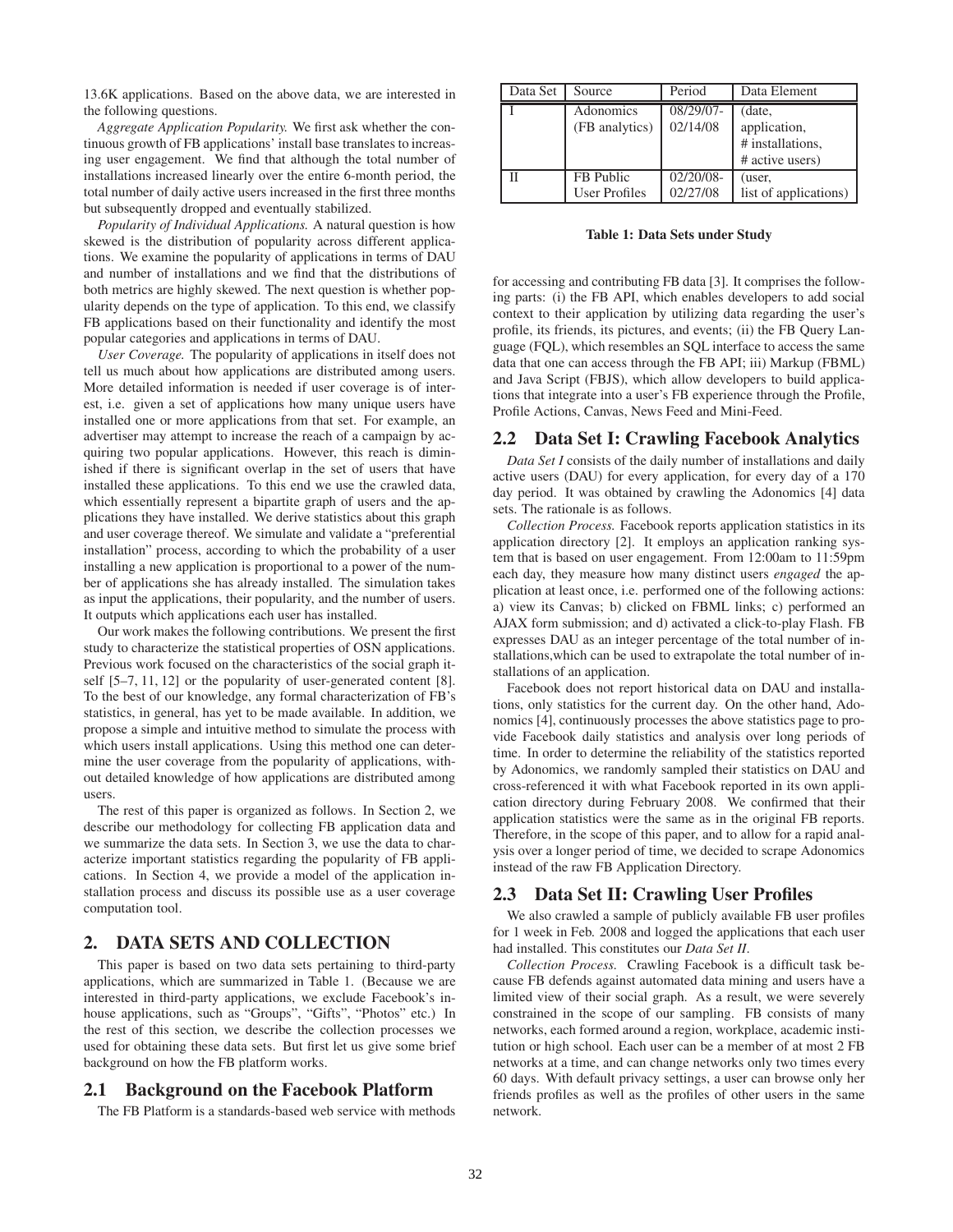13.6K applications. Based on the above data, we are interested in the following questions.

*Aggregate Application Popularity.* We first ask whether the continuous growth of FB applications' install base translates to increasing user engagement. We find that although the total number of installations increased linearly over the entire 6-month period, the total number of daily active users increased in the first three months but subsequently dropped and eventually stabilized.

*Popularity of Individual Applications.* A natural question is how skewed is the distribution of popularity across different applications. We examine the popularity of applications in terms of DAU and number of installations and we find that the distributions of both metrics are highly skewed. The next question is whether popularity depends on the type of application. To this end, we classify FB applications based on their functionality and identify the most popular categories and applications in terms of DAU.

*User Coverage.* The popularity of applications in itself does not tell us much about how applications are distributed among users. More detailed information is needed if user coverage is of interest, i.e. given a set of applications how many unique users have installed one or more applications from that set. For example, an advertiser may attempt to increase the reach of a campaign by acquiring two popular applications. However, this reach is diminished if there is significant overlap in the set of users that have installed these applications. To this end we use the crawled data, which essentially represent a bipartite graph of users and the applications they have installed. We derive statistics about this graph and user coverage thereof. We simulate and validate a "preferential installation" process, according to which the probability of a user installing a new application is proportional to a power of the number of applications she has already installed. The simulation takes as input the applications, their popularity, and the number of users. It outputs which applications each user has installed.

Our work makes the following contributions. We present the first study to characterize the statistical properties of OSN applications. Previous work focused on the characteristics of the social graph itself [5–7, 11, 12] or the popularity of user-generated content [8]. To the best of our knowledge, any formal characterization of FB's statistics, in general, has yet to be made available. In addition, we propose a simple and intuitive method to simulate the process with which users install applications. Using this method one can determine the user coverage from the popularity of applications, without detailed knowledge of how applications are distributed among users.

The rest of this paper is organized as follows. In Section 2, we describe our methodology for collecting FB application data and we summarize the data sets. In Section 3, we use the data to characterize important statistics regarding the popularity of FB applications. In Section 4, we provide a model of the application installation process and discuss its possible use as a user coverage computation tool.

## 2. DATA SETS AND COLLECTION

This paper is based on two data sets pertaining to third-party applications, which are summarized in Table 1. (Because we are interested in third-party applications, we exclude Facebook's inhouse applications, such as "Groups", "Gifts", "Photos" etc.) In the rest of this section, we describe the collection processes we used for obtaining these data sets. But first let us give some brief background on how the FB platform works.

### 2.1 Background on the Facebook Platform

The FB Platform is a standards-based web service with methods for accessing and contributing FB data [3]. It comprises the following parts: (i) the FB API, which enables developers to add social context to their application by utilizing data regarding the user's profile, its friends, its pictures, and events; (ii) the FB Query Language (FQL), which resembles an SQL interface to access the same data that one can access through the FB API; iii) Markup (FBML) and Java Script (FBJS), which allow developers to build applications that integrate into a user's FB experience through the Profile, Profile Actions, Canvas, News Feed and Mini-Feed.

| Data Set | Source | Period | Data Element |
|---|---|---|---|
| I | Adonomics (FB analytics) | 08/29/07-02/14/08 | (date, application, # installations, # active users) |
| II | FB Public User Profiles | 02/20/08-02/27/08 | (user, list of applications) |

**Table 1: Data Sets under Study**

### 2.2 Data Set I: Crawling Facebook Analytics

*Data Set I* consists of the daily number of installations and daily active users (DAU) for every application, for every day of a 170 day period. It was obtained by crawling the Adonomics [4] data sets. The rationale is as follows.

*Collection Process.* Facebook reports application statistics in its application directory [2]. It employs an application ranking system that is based on user engagement. From 12:00am to 11:59pm each day, they measure how many distinct users *engaged* the application at least once, i.e. performed one of the following actions: a) view its Canvas; b) clicked on FBML links; c) performed an AJAX form submission; and d) activated a click-to-play Flash. FB expresses DAU as an integer percentage of the total number of installations,which can be used to extrapolate the total number of installations of an application.

Facebook does not report historical data on DAU and installations, only statistics for the current day. On the other hand, Adonomics [4], continuously processes the above statistics page to provide Facebook daily statistics and analysis over long periods of time. In order to determine the reliability of the statistics reported by Adonomics, we randomly sampled their statistics on DAU and cross-referenced it with what Facebook reported in its own application directory during February 2008. We confirmed that their application statistics were the same as in the original FB reports. Therefore, in the scope of this paper, and to allow for a rapid analysis over a longer period of time, we decided to scrape Adonomics instead of the raw FB Application Directory.

### 2.3 Data Set II: Crawling User Profiles

We also crawled a sample of publicly available FB user profiles for 1 week in Feb. 2008 and logged the applications that each user had installed. This constitutes our *Data Set II*.

*Collection Process.* Crawling Facebook is a difficult task because FB defends against automated data mining and users have a limited view of their social graph. As a result, we were severely constrained in the scope of our sampling. FB consists of many networks, each formed around a region, workplace, academic institution or high school. Each user can be a member of at most 2 FB networks at a time, and can change networks only two times every 60 days. With default privacy settings, a user can browse only her friends profiles as well as the profiles of other users in the same network.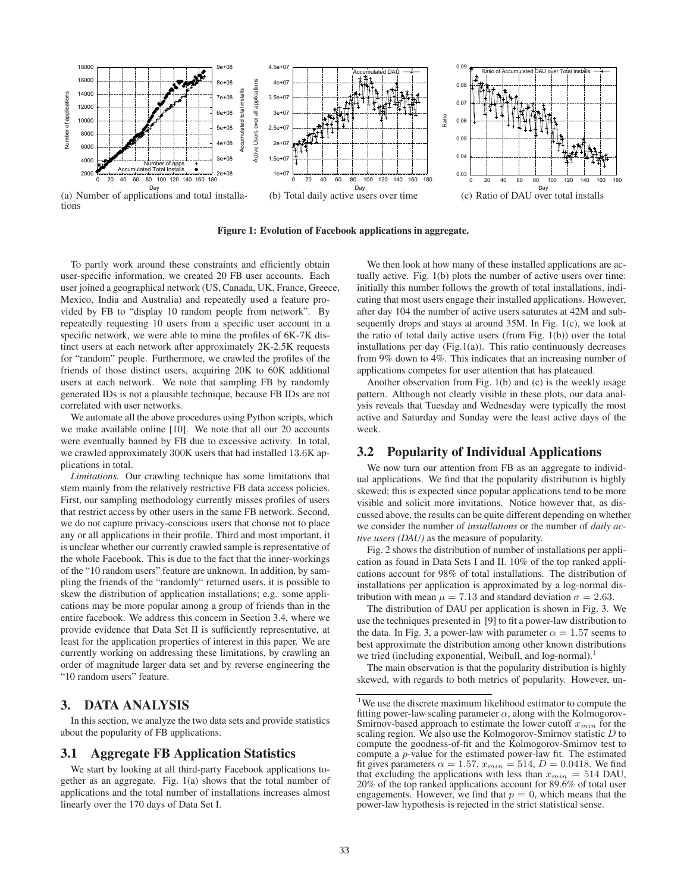(a) Number of applications and total installations

(b) Total daily active users over time

(c) Ratio of DAU over total installs

**Figure 1: Evolution of Facebook applications in aggregate.**

To partly work around these constraints and efficiently obtain user-specific information, we created 20 FB user accounts. Each user joined a geographical network (US, Canada, UK, France, Greece, Mexico, India and Australia) and repeatedly used a feature provided by FB to "display 10 random people from network". By repeatedly requesting 10 users from a specific user account in a specific network, we were able to mine the profiles of 6K-7K distinct users at each network after approximately 2K-2.5K requests for "random" people. Furthermore, we crawled the profiles of the friends of those distinct users, acquiring 20K to 60K additional users at each network. We note that sampling FB by randomly generated IDs is not a plausible technique, because FB IDs are not correlated with user networks.

We automate all the above procedures using Python scripts, which we make available online [10]. We note that all our 20 accounts were eventually banned by FB due to excessive activity. In total, we crawled approximately 300K users that had installed 13.6K applications in total.

*Limitations.* Our crawling technique has some limitations that stem mainly from the relatively restrictive FB data access policies. First, our sampling methodology currently misses profiles of users that restrict access by other users in the same FB network. Second, we do not capture privacy-conscious users that choose not to place any or all applications in their profile. Third and most important, it is unclear whether our currently crawled sample is representative of the whole Facebook. This is due to the fact that the inner-workings of the "10 random users" feature are unknown. In addition, by sampling the friends of the "randomly" returned users, it is possible to skew the distribution of application installations; e.g. some applications may be more popular among a group of friends than in the entire facebook. We address this concern in Section 3.4, where we provide evidence that Data Set II is sufficiently representative, at least for the application properties of interest in this paper. We are currently working on addressing these limitations, by crawling an order of magnitude larger data set and by reverse engineering the "10 random users" feature.

# 3. DATA ANALYSIS

In this section, we analyze the two data sets and provide statistics about the popularity of FB applications.

## 3.1 Aggregate FB Application Statistics

We start by looking at all third-party Facebook applications together as an aggregate. Fig. 1(a) shows that the total number of applications and the total number of installations increases almost linearly over the 170 days of Data Set I.

We then look at how many of these installed applications are actually active. Fig. 1(b) plots the number of active users over time: initially this number follows the growth of total installations, indicating that most users engage their installed applications. However, after day 104 the number of active users saturates at 42M and subsequently drops and stays at around 35M. In Fig. 1(c), we look at the ratio of total daily active users (from Fig. 1(b)) over the total installations per day (Fig.1(a)). This ratio continuously decreases from 9% down to 4%. This indicates that an increasing number of applications competes for user attention that has plateaued.

Another observation from Fig. 1(b) and (c) is the weekly usage pattern. Although not clearly visible in these plots, our data analysis reveals that Tuesday and Wednesday were typically the most active and Saturday and Sunday were the least active days of the week.

## 3.2 Popularity of Individual Applications

We now turn our attention from FB as an aggregate to individual applications. We find that the popularity distribution is highly skewed; this is expected since popular applications tend to be more visible and solicit more invitations. Notice however that, as discussed above, the results can be quite different depending on whether we consider the number of *installations* or the number of *daily active users (DAU)* as the measure of popularity.

Fig. 2 shows the distribution of number of installations per application as found in Data Sets I and II. 10% of the top ranked applications account for 98% of total installations. The distribution of installations per application is approximated by a log-normal distribution with mean $\mu = 7.13$ and standard deviation $\sigma = 2.63$.

The distribution of DAU per application is shown in Fig. 3. We use the techniques presented in [9] to fit a power-law distribution to the data. In Fig. 3, a power-law with parameter $\alpha = 1.57$ seems to best approximate the distribution among other known distributions we tried (including exponential, Weibull, and log-normal).[1]

The main observation is that the popularity distribution is highly skewed, with regards to both metrics of popularity. However, un-

[1]We use the discrete maximum likelihood estimator to compute the fitting power-law scaling parameter $\alpha$, along with the Kolmogorov-Smirnov-based approach to estimate the lower cutoff $x_{min}$ for the scaling region. We also use the Kolmogorov-Smirnov statistic $D$ to compute the goodness-of-fit and the Kolmogorov-Smirnov test to compute a $p$-value for the estimated power-law fit. The estimated fit gives parameters $\alpha = 1.57$, $x_{min} = 514$, $D = 0.0418$. We find that excluding the applications with less than $x_{min} = 514$ DAU, 20% of the top ranked applications account for 89.6% of total user engagements. However, we find that $p = 0$, which means that the power-law hypothesis is rejected in the strict statistical sense.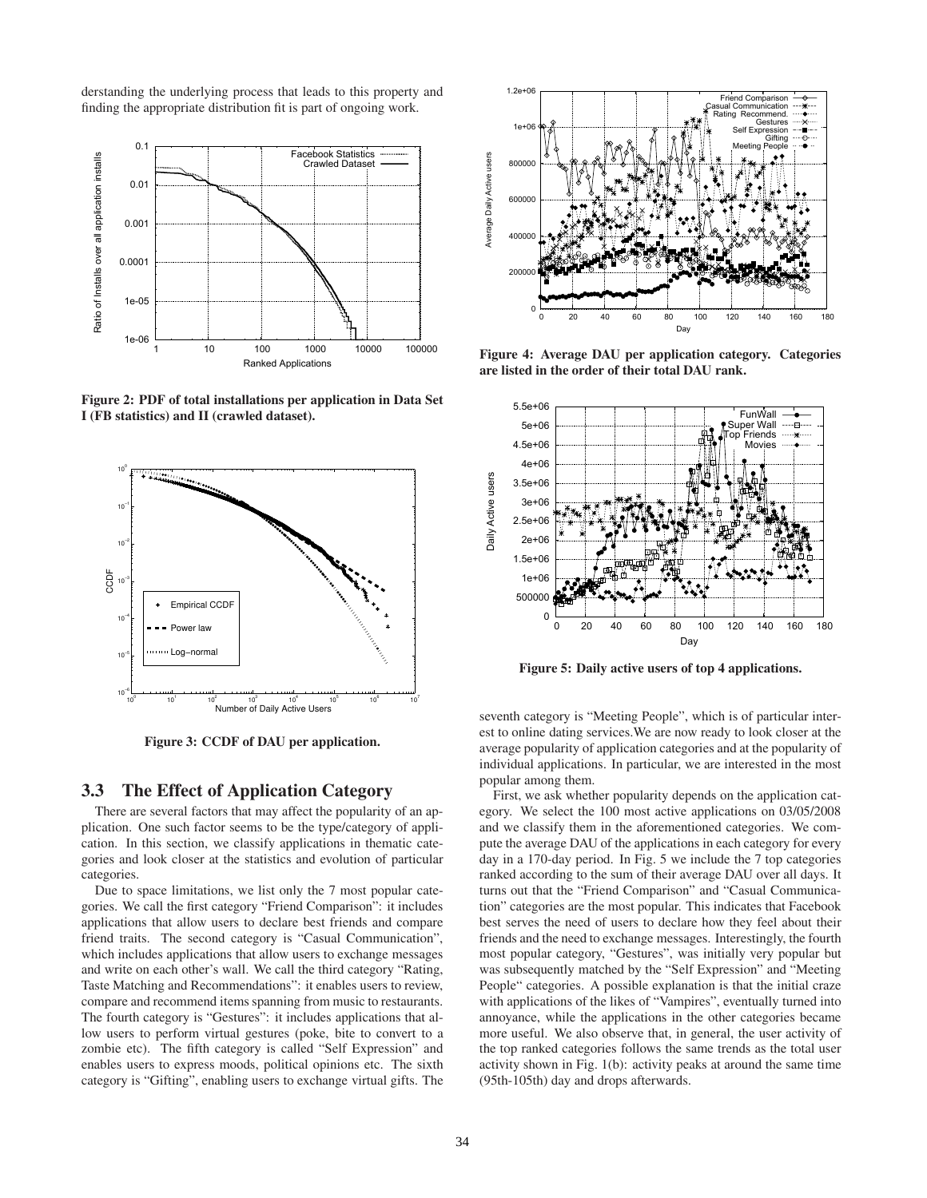derstanding the underlying process that leads to this property and finding the appropriate distribution fit is part of ongoing work.

**Figure 2: PDF of total installations per application in Data Set I (FB statistics) and II (crawled dataset).**

**Figure 3: CCDF of DAU per application.**

### 3.3 The Effect of Application Category

There are several factors that may affect the popularity of an application. One such factor seems to be the type/category of application. In this section, we classify applications in thematic categories and look closer at the statistics and evolution of particular categories.

Due to space limitations, we list only the 7 most popular categories. We call the first category "Friend Comparison": it includes applications that allow users to declare best friends and compare friend traits. The second category is "Casual Communication", which includes applications that allow users to exchange messages and write on each other's wall. We call the third category "Rating, Taste Matching and Recommendations": it enables users to review, compare and recommend items spanning from music to restaurants. The fourth category is "Gestures": it includes applications that allow users to perform virtual gestures (poke, bite to convert to a zombie etc). The fifth category is called "Self Expression" and enables users to express moods, political opinions etc. The sixth category is "Gifting", enabling users to exchange virtual gifts. The seventh category is "Meeting People", which is of particular interest to online dating services.We are now ready to look closer at the average popularity of application categories and at the popularity of individual applications. In particular, we are interested in the most popular among them.

**Figure 4: Average DAU per application category. Categories are listed in the order of their total DAU rank.**

**Figure 5: Daily active users of top 4 applications.**

First, we ask whether popularity depends on the application category. We select the 100 most active applications on 03/05/2008 and we classify them in the aforementioned categories. We compute the average DAU of the applications in each category for every day in a 170-day period. In Fig. 5 we include the 7 top categories ranked according to the sum of their average DAU over all days. It turns out that the "Friend Comparison" and "Casual Communication" categories are the most popular. This indicates that Facebook best serves the need of users to declare how they feel about their friends and the need to exchange messages. Interestingly, the fourth most popular category, "Gestures", was initially very popular but was subsequently matched by the "Self Expression" and "Meeting People" categories. A possible explanation is that the initial craze with applications of the likes of "Vampires", eventually turned into annoyance, while the applications in the other categories became more useful. We also observe that, in general, the user activity of the top ranked categories follows the same trends as the total user activity shown in Fig. 1(b): activity peaks at around the same time (95th-105th) day and drops afterwards.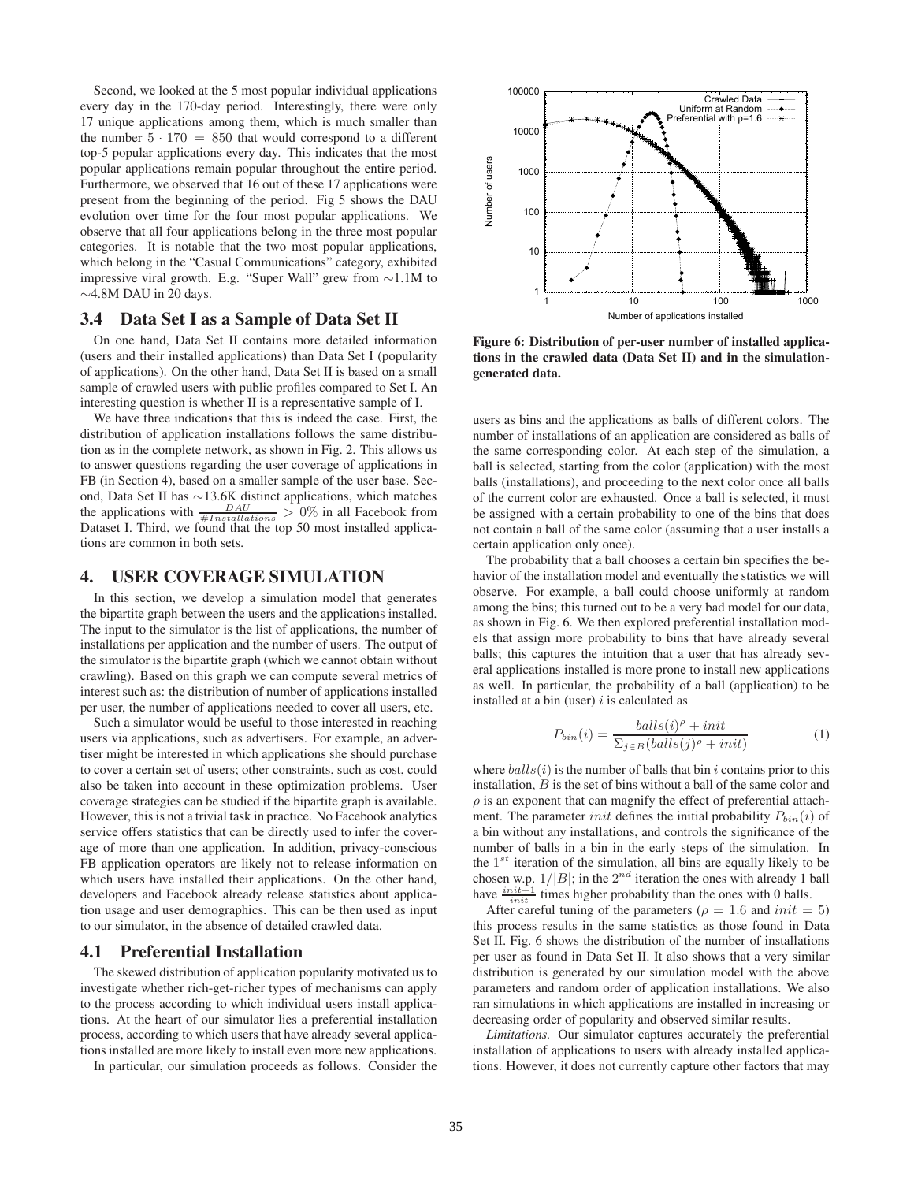Second, we looked at the 5 most popular individual applications every day in the 170-day period. Interestingly, there were only 17 unique applications among them, which is much smaller than the number $5 \cdot 170 = 850$ that would correspond to a different top-5 popular applications every day. This indicates that the most popular applications remain popular throughout the entire period. Furthermore, we observed that 16 out of these 17 applications were present from the beginning of the period. Fig 5 shows the DAU evolution over time for the four most popular applications. We observe that all four applications belong in the three most popular categories. It is notable that the two most popular applications, which belong in the "Casual Communications" category, exhibited impressive viral growth. E.g. "Super Wall" grew from ∼1.1M to ∼4.8M DAU in 20 days.

## 3.4 Data Set I as a Sample of Data Set II

On one hand, Data Set II contains more detailed information (users and their installed applications) than Data Set I (popularity of applications). On the other hand, Data Set II is based on a small sample of crawled users with public profiles compared to Set I. An interesting question is whether II is a representative sample of I.

We have three indications that this is indeed the case. First, the distribution of application installations follows the same distribution as in the complete network, as shown in Fig. 2. This allows us to answer questions regarding the user coverage of applications in FB (in Section 4), based on a smaller sample of the user base. Second, Data Set II has ∼13.6K distinct applications, which matches the applications with $\frac{DAU}{\#Installations} > 0\%$ in all Facebook from Dataset I. Third, we found that the top 50 most installed applications are common in both sets.

# 4. USER COVERAGE SIMULATION

In this section, we develop a simulation model that generates the bipartite graph between the users and the applications installed. The input to the simulator is the list of applications, the number of installations per application and the number of users. The output of the simulator is the bipartite graph (which we cannot obtain without crawling). Based on this graph we can compute several metrics of interest such as: the distribution of number of applications installed per user, the number of applications needed to cover all users, etc.

Such a simulator would be useful to those interested in reaching users via applications, such as advertisers. For example, an advertiser might be interested in which applications she should purchase to cover a certain set of users; other constraints, such as cost, could also be taken into account in these optimization problems. User coverage strategies can be studied if the bipartite graph is available. However, this is not a trivial task in practice. No Facebook analytics service offers statistics that can be directly used to infer the coverage of more than one application. In addition, privacy-conscious FB application operators are likely not to release information on which users have installed their applications. On the other hand, developers and Facebook already release statistics about application usage and user demographics. This can be then used as input to our simulator, in the absence of detailed crawled data.

## 4.1 Preferential Installation

The skewed distribution of application popularity motivated us to investigate whether rich-get-richer types of mechanisms can apply to the process according to which individual users install applications. At the heart of our simulator lies a preferential installation process, according to which users that have already several applications installed are more likely to install even more new applications.

In particular, our simulation proceeds as follows. Consider the users as bins and the applications as balls of different colors. The number of installations of an application are considered as balls of the same corresponding color. At each step of the simulation, a ball is selected, starting from the color (application) with the most balls (installations), and proceeding to the next color once all balls of the current color are exhausted. Once a ball is selected, it must be assigned with a certain probability to one of the bins that does not contain a ball of the same color (assuming that a user installs a certain application only once).

**Figure 6: Distribution of per-user number of installed applications in the crawled data (Data Set II) and in the simulation-generated data.**

The probability that a ball chooses a certain bin specifies the behavior of the installation model and eventually the statistics we will observe. For example, a ball could choose uniformly at random among the bins; this turned out to be a very bad model for our data, as shown in Fig. 6. We then explored preferential installation models that assign more probability to bins that have already several balls; this captures the intuition that a user that has already several applications installed is more prone to install new applications as well. In particular, the probability of a ball (application) to be installed at a bin (user) $i$ is calculated as

$$P_{bin}(i) = \frac{balls(i)^{\rho} + init}{\Sigma_{j \in B}(balls(j)^{\rho} + init)} \qquad (1)$$

where $balls(i)$ is the number of balls that bin $i$ contains prior to this installation, $B$ is the set of bins without a ball of the same color and $\rho$ is an exponent that can magnify the effect of preferential attachment. The parameter $init$ defines the initial probability $P_{bin}(i)$ of a bin without any installations, and controls the significance of the number of balls in a bin in the early steps of the simulation. In the $1^{st}$ iteration of the simulation, all bins are equally likely to be chosen w.p. $1/|B|$; in the $2^{nd}$ iteration the ones with already 1 ball have $\frac{init+1}{init}$ times higher probability than the ones with 0 balls.

After careful tuning of the parameters ($\rho = 1.6$ and $init = 5$) this process results in the same statistics as those found in Data Set II. Fig. 6 shows the distribution of the number of installations per user as found in Data Set II. It also shows that a very similar distribution is generated by our simulation model with the above parameters and random order of application installations. We also ran simulations in which applications are installed in increasing or decreasing order of popularity and observed similar results.

*Limitations.* Our simulator captures accurately the preferential installation of applications to users with already installed applications. However, it does not currently capture other factors that may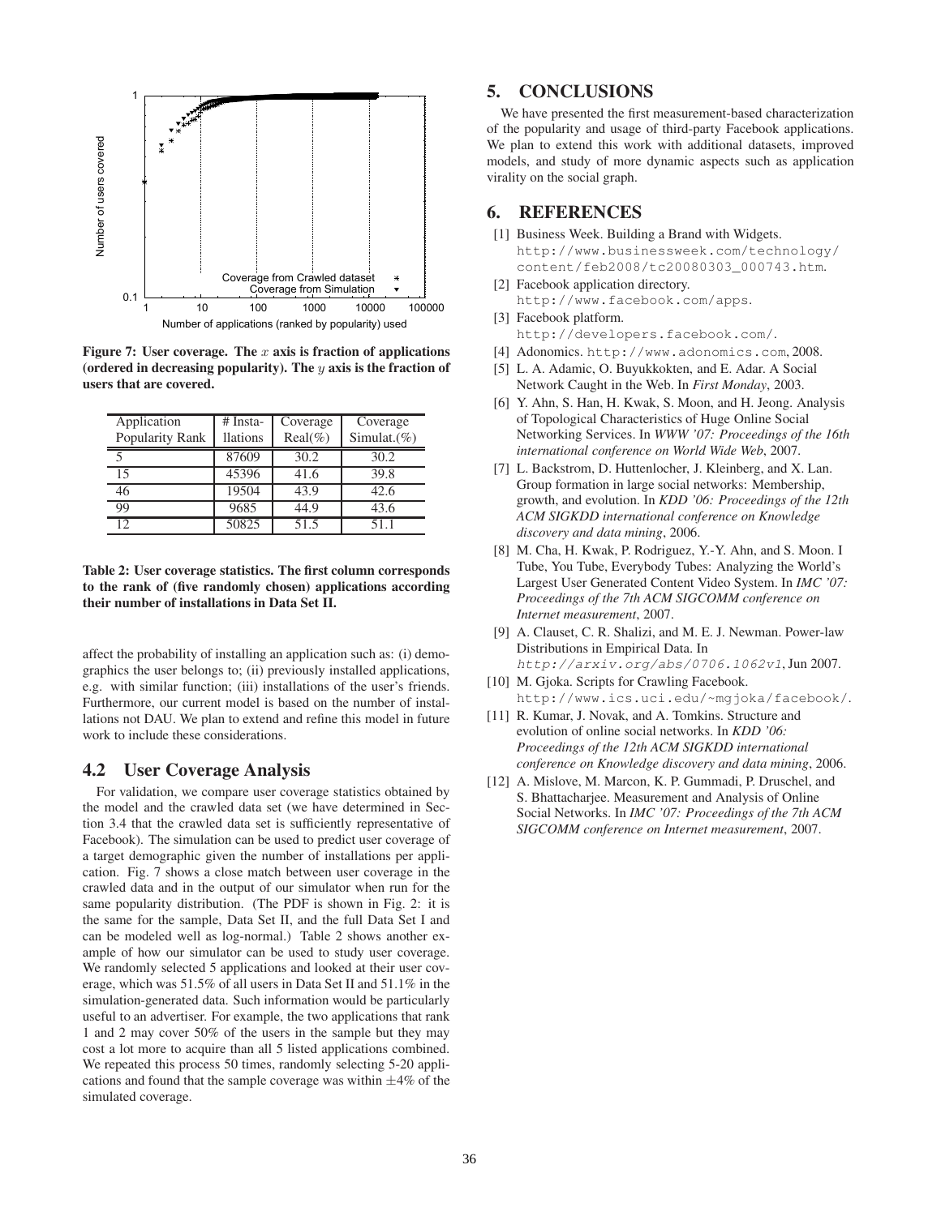1

0.1

Number of users covered

1 10 100 1000 10000 100000

Number of applications (ranked by popularity) used

Coverage from Crawled dataset
Coverage from Simulation

**Figure 7: User coverage. The $x$ axis is fraction of applications (ordered in decreasing popularity). The $y$ axis is the fraction of users that are covered.**

| Application Popularity Rank | # Installations | Coverage Real(%) | Coverage Simulat.(%) |
|---|---|---|---|
| 5 | 87609 | 30.2 | 30.2 |
| 15 | 45396 | 41.6 | 39.8 |
| 46 | 19504 | 43.9 | 42.6 |
| 99 | 9685 | 44.9 | 43.6 |
| 12 | 50825 | 51.5 | 51.1 |

**Table 2: User coverage statistics. The first column corresponds to the rank of (five randomly chosen) applications according their number of installations in Data Set II.**

affect the probability of installing an application such as: (i) demographics the user belongs to; (ii) previously installed applications, e.g. with similar function; (iii) installations of the user's friends. Furthermore, our current model is based on the number of installations not DAU. We plan to extend and refine this model in future work to include these considerations.

## 4.2 User Coverage Analysis

For validation, we compare user coverage statistics obtained by the model and the crawled data set (we have determined in Section 3.4 that the crawled data set is sufficiently representative of Facebook). The simulation can be used to predict user coverage of a target demographic given the number of installations per application. Fig. 7 shows a close match between user coverage in the crawled data and in the output of our simulator when run for the same popularity distribution. (The PDF is shown in Fig. 2: it is the same for the sample, Data Set II, and the full Data Set I and can be modeled well as log-normal.) Table 2 shows another example of how our simulator can be used to study user coverage. We randomly selected 5 applications and looked at their user coverage, which was 51.5% of all users in Data Set II and 51.1% in the simulation-generated data. Such information would be particularly useful to an advertiser. For example, the two applications that rank 1 and 2 may cover 50% of the users in the sample but they may cost a lot more to acquire than all 5 listed applications combined. We repeated this process 50 times, randomly selecting 5-20 applications and found that the sample coverage was within $\pm 4\%$ of the simulated coverage.

# 5. CONCLUSIONS

We have presented the first measurement-based characterization of the popularity and usage of third-party Facebook applications. We plan to extend this work with additional datasets, improved models, and study of more dynamic aspects such as application virality on the social graph.

# 6. REFERENCES

[1] Business Week. Building a Brand with Widgets. http://www.businessweek.com/technology/content/feb2008/tc20080303_000743.htm.

[2] Facebook application directory. http://www.facebook.com/apps.

[3] Facebook platform. http://developers.facebook.com/.

[4] Adonomics. http://www.adonomics.com, 2008.

[5] L. A. Adamic, O. Buyukkokten, and E. Adar. A Social Network Caught in the Web. In *First Monday*, 2003.

[6] Y. Ahn, S. Han, H. Kwak, S. Moon, and H. Jeong. Analysis of Topological Characteristics of Huge Online Social Networking Services. In *WWW '07: Proceedings of the 16th international conference on World Wide Web*, 2007.

[7] L. Backstrom, D. Huttenlocher, J. Kleinberg, and X. Lan. Group formation in large social networks: Membership, growth, and evolution. In *KDD '06: Proceedings of the 12th ACM SIGKDD international conference on Knowledge discovery and data mining*, 2006.

[8] M. Cha, H. Kwak, P. Rodriguez, Y.-Y. Ahn, and S. Moon. I Tube, You Tube, Everybody Tubes: Analyzing the World's Largest User Generated Content Video System. In *IMC '07: Proceedings of the 7th ACM SIGCOMM conference on Internet measurement*, 2007.

[9] A. Clauset, C. R. Shalizi, and M. E. J. Newman. Power-law Distributions in Empirical Data. In *http://arxiv.org/abs/0706.1062v1*, Jun 2007.

[10] M. Gjoka. Scripts for Crawling Facebook. http://www.ics.uci.edu/~mgjoka/facebook/.

[11] R. Kumar, J. Novak, and A. Tomkins. Structure and evolution of online social networks. In *KDD '06: Proceedings of the 12th ACM SIGKDD international conference on Knowledge discovery and data mining*, 2006.

[12] A. Mislove, M. Marcon, K. P. Gummadi, P. Druschel, and S. Bhattacharjee. Measurement and Analysis of Online Social Networks. In *IMC '07: Proceedings of the 7th ACM SIGCOMM conference on Internet measurement*, 2007.